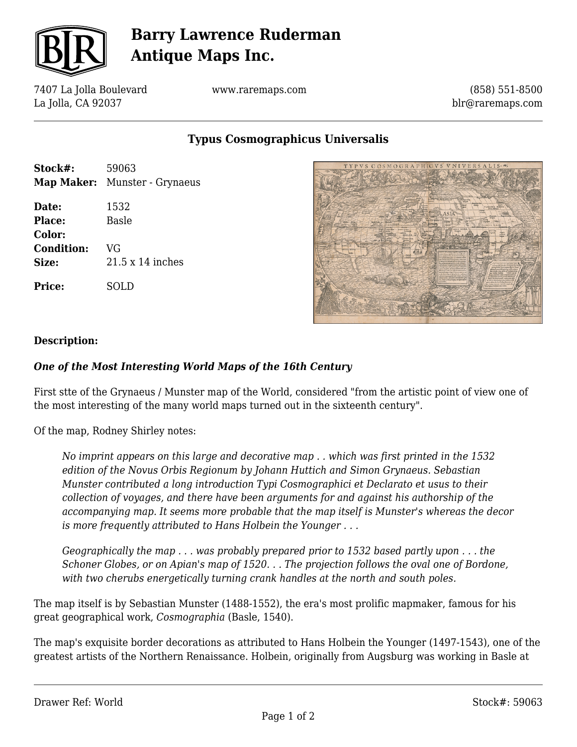# Barry Lawrence Ruderman Antique Maps Inc.

7407 La Jolla Boulevard
La Jolla, CA 92037

www.raremaps.com

(858) 551-8500
blr@raremaps.com

## Typus Cosmographicus Universalis

| | |
|---|---|
| **Stock#:** | 59063 |
| **Map Maker:** | Munster - Grynaeus |
| **Date:** | 1532 |
| **Place:** | Basle |
| **Color:** | |
| **Condition:** | VG |
| **Size:** | 21.5 x 14 inches |
| **Price:** | SOLD |

### Description:

***One of the Most Interesting World Maps of the 16th Century***

First stte of the Grynaeus / Munster map of the World, considered "from the artistic point of view one of the most interesting of the many world maps turned out in the sixteenth century".

Of the map, Rodney Shirley notes:

> *No imprint appears on this large and decorative map . . which was first printed in the 1532 edition of the Novus Orbis Regionum by Johann Huttich and Simon Grynaeus. Sebastian Munster contributed a long introduction Typi Cosmographici et Declarato et usus to their collection of voyages, and there have been arguments for and against his authorship of the accompanying map. It seems more probable that the map itself is Munster's whereas the decor is more frequently attributed to Hans Holbein the Younger . . .*
>
> *Geographically the map . . . was probably prepared prior to 1532 based partly upon . . . the Schoner Globes, or on Apian's map of 1520. . . The projection follows the oval one of Bordone, with two cherubs energetically turning crank handles at the north and south poles.*

The map itself is by Sebastian Munster (1488-1552), the era's most prolific mapmaker, famous for his great geographical work, *Cosmographia* (Basle, 1540).

The map's exquisite border decorations as attributed to Hans Holbein the Younger (1497-1543), one of the greatest artists of the Northern Renaissance. Holbein, originally from Augsburg was working in Basle at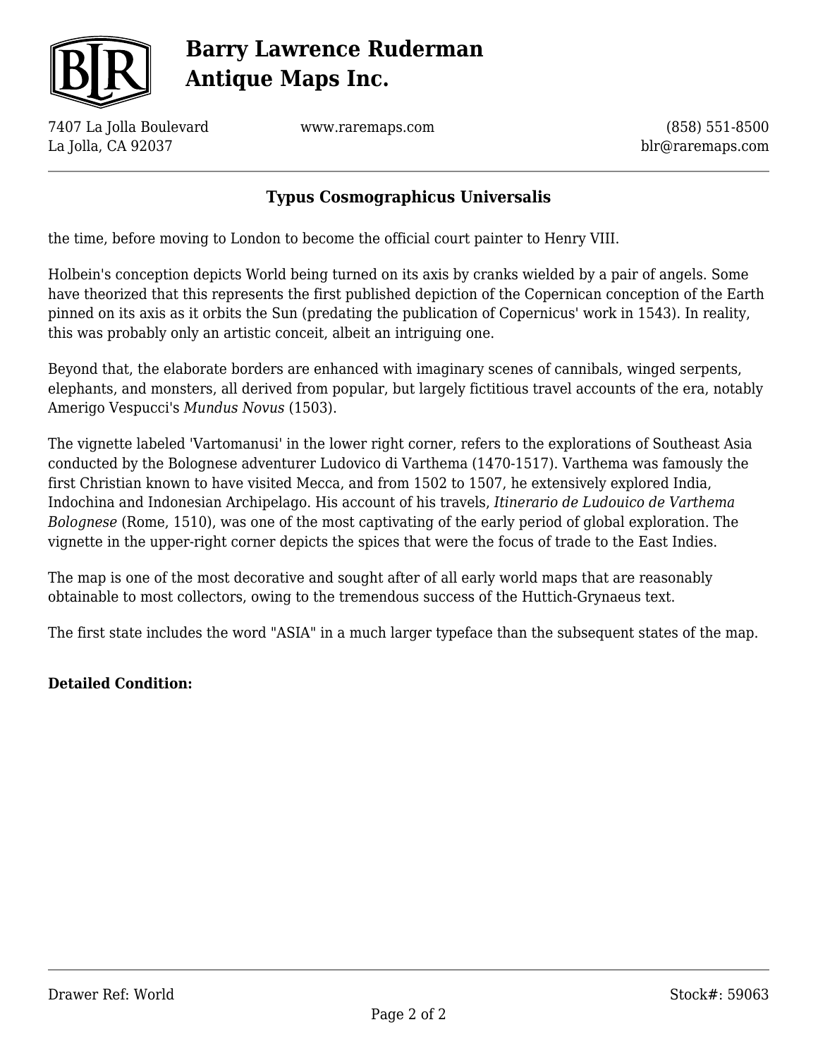## Typus Cosmographicus Universalis

the time, before moving to London to become the official court painter to Henry VIII.

Holbein's conception depicts World being turned on its axis by cranks wielded by a pair of angels. Some have theorized that this represents the first published depiction of the Copernican conception of the Earth pinned on its axis as it orbits the Sun (predating the publication of Copernicus' work in 1543). In reality, this was probably only an artistic conceit, albeit an intriguing one.

Beyond that, the elaborate borders are enhanced with imaginary scenes of cannibals, winged serpents, elephants, and monsters, all derived from popular, but largely fictitious travel accounts of the era, notably Amerigo Vespucci's *Mundus Novus* (1503).

The vignette labeled 'Vartomanusi' in the lower right corner, refers to the explorations of Southeast Asia conducted by the Bolognese adventurer Ludovico di Varthema (1470-1517). Varthema was famously the first Christian known to have visited Mecca, and from 1502 to 1507, he extensively explored India, Indochina and Indonesian Archipelago. His account of his travels, *Itinerario de Ludouico de Varthema Bolognese* (Rome, 1510), was one of the most captivating of the early period of global exploration. The vignette in the upper-right corner depicts the spices that were the focus of trade to the East Indies.

The map is one of the most decorative and sought after of all early world maps that are reasonably obtainable to most collectors, owing to the tremendous success of the Huttich-Grynaeus text.

The first state includes the word "ASIA" in a much larger typeface than the subsequent states of the map.

**Detailed Condition:**

Drawer Ref: World

Stock#: 59063